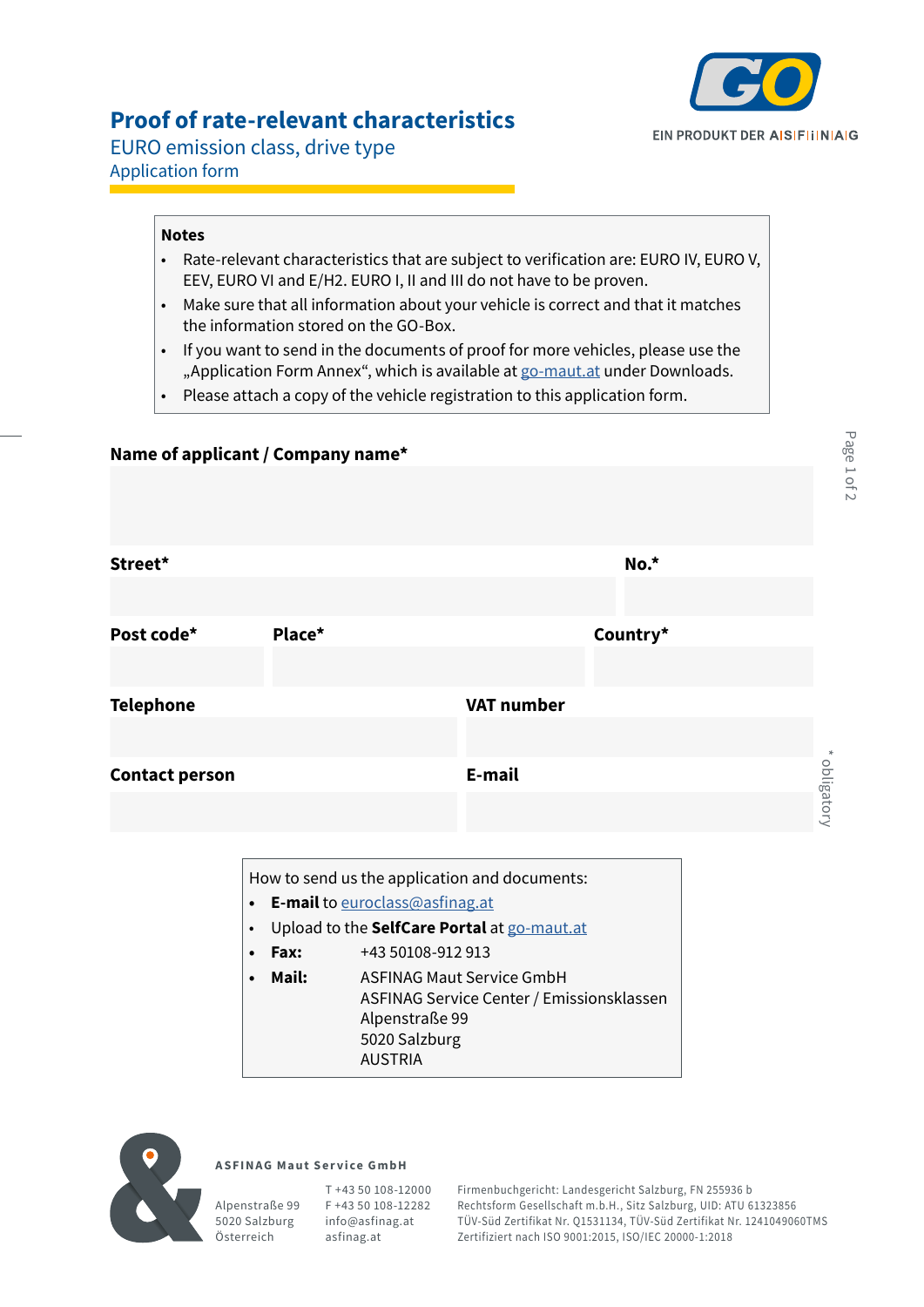# Proof of rate-relevant characteristics

## EURO emission class, drive type

Application form

EIN PRODUKT DER ASFINAG

**Notes**

- Rate-relevant characteristics that are subject to verification are: EURO IV, EURO V, EEV, EURO VI and E/H2. EURO I, II and III do not have to be proven.
- Make sure that all information about your vehicle is correct and that it matches the information stored on the GO-Box.
- If you want to send in the documents of proof for more vehicles, please use the „Application Form Annex“, which is available at go-maut.at under Downloads.
- Please attach a copy of the vehicle registration to this application form.

**Name of applicant / Company name***

**Street***

**No.***

**Post code***

**Place***

**Country***

**Telephone**

**VAT number**

**Contact person**

**E-mail**

* obligatory

How to send us the application and documents:

- **E-mail** to euroclass@asfinag.at
- Upload to the **SelfCare Portal** at go-maut.at
- **Fax:** +43 50108-912 913
- **Mail:** ASFINAG Maut Service GmbH
  ASFINAG Service Center / Emissionsklassen
  Alpenstraße 99
  5020 Salzburg
  AUSTRIA

**ASFINAG Maut Service GmbH**

Alpenstraße 99
5020 Salzburg
Österreich

T +43 50 108-12000
F +43 50 108-12282
info@asfinag.at
asfinag.at

Firmenbuchgericht: Landesgericht Salzburg, FN 255936 b
Rechtsform Gesellschaft m.b.H., Sitz Salzburg, UID: ATU 61323856
TÜV-Süd Zertifikat Nr. Q1531134, TÜV-Süd Zertifikat Nr. 1241049060TMS
Zertifiziert nach ISO 9001:2015, ISO/IEC 20000-1:2018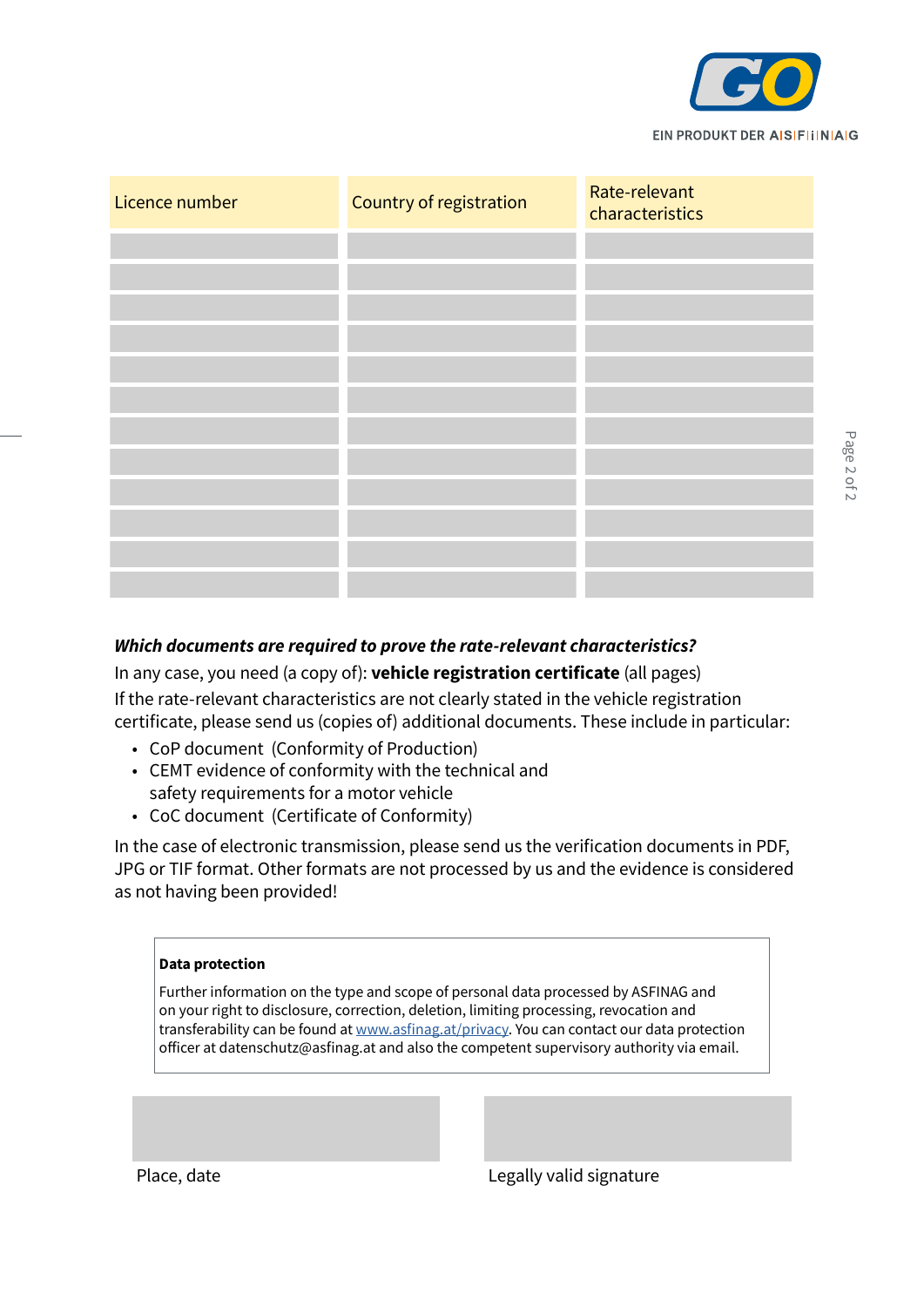| Licence number | Country of registration | Rate-relevant characteristics |
|---|---|---|
| | | |
| | | |
| | | |
| | | |
| | | |
| | | |
| | | |
| | | |
| | | |
| | | |
| | | |
| | | |

***Which documents are required to prove the rate-relevant characteristics?***

In any case, you need (a copy of): **vehicle registration certificate** (all pages)

If the rate-relevant characteristics are not clearly stated in the vehicle registration certificate, please send us (copies of) additional documents. These include in particular:

- CoP document (Conformity of Production)
- CEMT evidence of conformity with the technical and safety requirements for a motor vehicle
- CoC document (Certificate of Conformity)

In the case of electronic transmission, please send us the verification documents in PDF, JPG or TIF format. Other formats are not processed by us and the evidence is considered as not having been provided!

**Data protection**

Further information on the type and scope of personal data processed by ASFINAG and on your right to disclosure, correction, deletion, limiting processing, revocation and transferability can be found at www.asfinag.at/privacy. You can contact our data protection officer at datenschutz@asfinag.at and also the competent supervisory authority via email.

Place, date

Legally valid signature